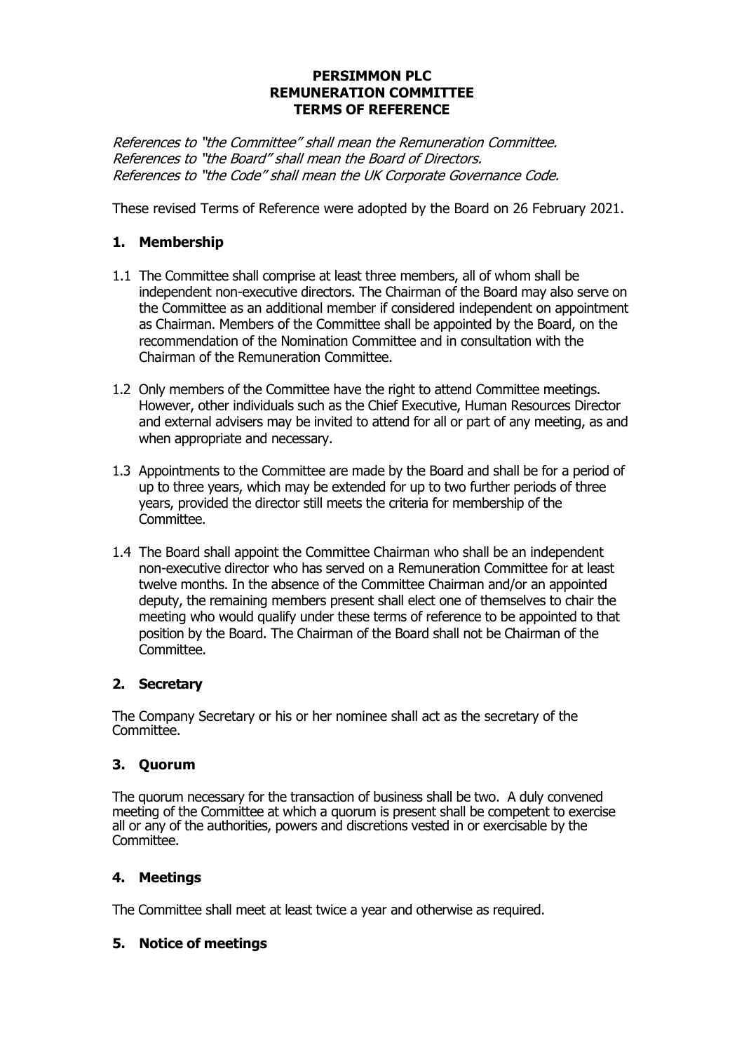**PERSIMMON PLC**
**REMUNERATION COMMITTEE**
**TERMS OF REFERENCE**

*References to "the Committee" shall mean the Remuneration Committee.*
*References to "the Board" shall mean the Board of Directors.*
*References to "the Code" shall mean the UK Corporate Governance Code.*

These revised Terms of Reference were adopted by the Board on 26 February 2021.

## 1. Membership

1.1 The Committee shall comprise at least three members, all of whom shall be independent non-executive directors. The Chairman of the Board may also serve on the Committee as an additional member if considered independent on appointment as Chairman. Members of the Committee shall be appointed by the Board, on the recommendation of the Nomination Committee and in consultation with the Chairman of the Remuneration Committee.

1.2 Only members of the Committee have the right to attend Committee meetings. However, other individuals such as the Chief Executive, Human Resources Director and external advisers may be invited to attend for all or part of any meeting, as and when appropriate and necessary.

1.3 Appointments to the Committee are made by the Board and shall be for a period of up to three years, which may be extended for up to two further periods of three years, provided the director still meets the criteria for membership of the Committee.

1.4 The Board shall appoint the Committee Chairman who shall be an independent non-executive director who has served on a Remuneration Committee for at least twelve months. In the absence of the Committee Chairman and/or an appointed deputy, the remaining members present shall elect one of themselves to chair the meeting who would qualify under these terms of reference to be appointed to that position by the Board. The Chairman of the Board shall not be Chairman of the Committee.

## 2. Secretary

The Company Secretary or his or her nominee shall act as the secretary of the Committee.

## 3. Quorum

The quorum necessary for the transaction of business shall be two. A duly convened meeting of the Committee at which a quorum is present shall be competent to exercise all or any of the authorities, powers and discretions vested in or exercisable by the Committee.

## 4. Meetings

The Committee shall meet at least twice a year and otherwise as required.

## 5. Notice of meetings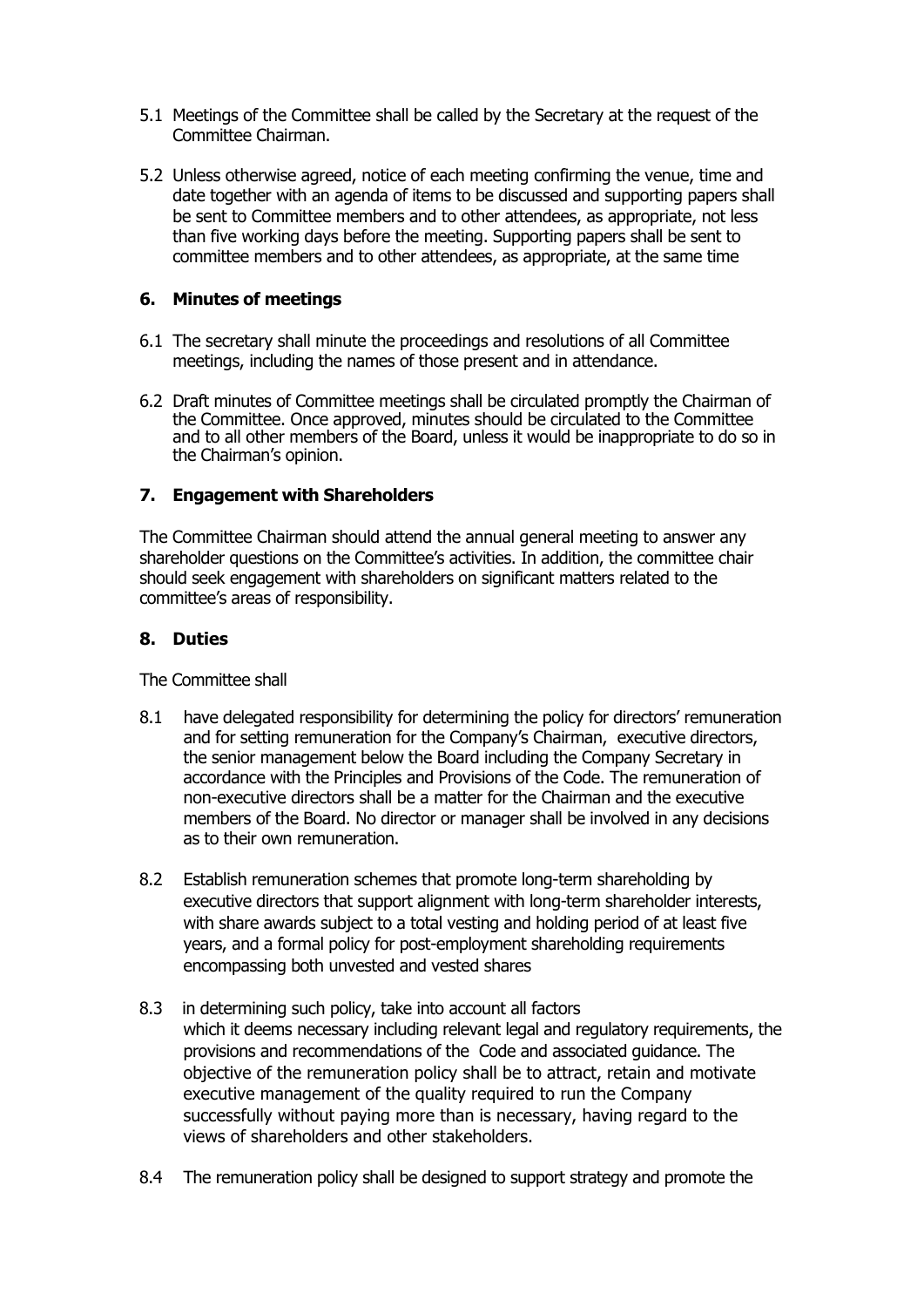5.1 Meetings of the Committee shall be called by the Secretary at the request of the Committee Chairman.

5.2 Unless otherwise agreed, notice of each meeting confirming the venue, time and date together with an agenda of items to be discussed and supporting papers shall be sent to Committee members and to other attendees, as appropriate, not less than five working days before the meeting. Supporting papers shall be sent to committee members and to other attendees, as appropriate, at the same time

## 6. Minutes of meetings

6.1 The secretary shall minute the proceedings and resolutions of all Committee meetings, including the names of those present and in attendance.

6.2 Draft minutes of Committee meetings shall be circulated promptly the Chairman of the Committee. Once approved, minutes should be circulated to the Committee and to all other members of the Board, unless it would be inappropriate to do so in the Chairman's opinion.

## 7. Engagement with Shareholders

The Committee Chairman should attend the annual general meeting to answer any shareholder questions on the Committee's activities. In addition, the committee chair should seek engagement with shareholders on significant matters related to the committee's areas of responsibility.

## 8. Duties

The Committee shall

8.1 have delegated responsibility for determining the policy for directors' remuneration and for setting remuneration for the Company's Chairman, executive directors, the senior management below the Board including the Company Secretary in accordance with the Principles and Provisions of the Code. The remuneration of non-executive directors shall be a matter for the Chairman and the executive members of the Board. No director or manager shall be involved in any decisions as to their own remuneration.

8.2 Establish remuneration schemes that promote long-term shareholding by executive directors that support alignment with long-term shareholder interests, with share awards subject to a total vesting and holding period of at least five years, and a formal policy for post-employment shareholding requirements encompassing both unvested and vested shares

8.3 in determining such policy, take into account all factors which it deems necessary including relevant legal and regulatory requirements, the provisions and recommendations of the Code and associated guidance. The objective of the remuneration policy shall be to attract, retain and motivate executive management of the quality required to run the Company successfully without paying more than is necessary, having regard to the views of shareholders and other stakeholders.

8.4 The remuneration policy shall be designed to support strategy and promote the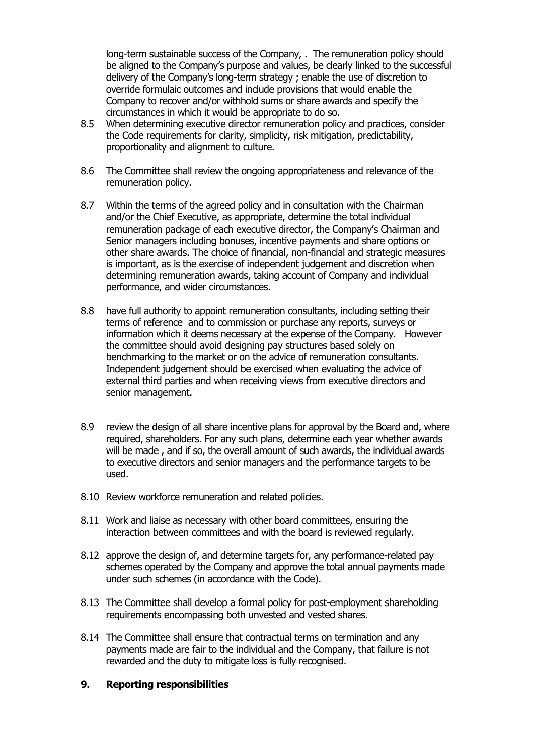long-term sustainable success of the Company, . The remuneration policy should be aligned to the Company's purpose and values, be clearly linked to the successful delivery of the Company's long-term strategy ; enable the use of discretion to override formulaic outcomes and include provisions that would enable the Company to recover and/or withhold sums or share awards and specify the circumstances in which it would be appropriate to do so.

8.5 When determining executive director remuneration policy and practices, consider the Code requirements for clarity, simplicity, risk mitigation, predictability, proportionality and alignment to culture.

8.6 The Committee shall review the ongoing appropriateness and relevance of the remuneration policy.

8.7 Within the terms of the agreed policy and in consultation with the Chairman and/or the Chief Executive, as appropriate, determine the total individual remuneration package of each executive director, the Company's Chairman and Senior managers including bonuses, incentive payments and share options or other share awards. The choice of financial, non-financial and strategic measures is important, as is the exercise of independent judgement and discretion when determining remuneration awards, taking account of Company and individual performance, and wider circumstances.

8.8 have full authority to appoint remuneration consultants, including setting their terms of reference and to commission or purchase any reports, surveys or information which it deems necessary at the expense of the Company. However the committee should avoid designing pay structures based solely on benchmarking to the market or on the advice of remuneration consultants. Independent judgement should be exercised when evaluating the advice of external third parties and when receiving views from executive directors and senior management.

8.9 review the design of all share incentive plans for approval by the Board and, where required, shareholders. For any such plans, determine each year whether awards will be made , and if so, the overall amount of such awards, the individual awards to executive directors and senior managers and the performance targets to be used.

8.10 Review workforce remuneration and related policies.

8.11 Work and liaise as necessary with other board committees, ensuring the interaction between committees and with the board is reviewed regularly.

8.12 approve the design of, and determine targets for, any performance-related pay schemes operated by the Company and approve the total annual payments made under such schemes (in accordance with the Code).

8.13 The Committee shall develop a formal policy for post-employment shareholding requirements encompassing both unvested and vested shares.

8.14 The Committee shall ensure that contractual terms on termination and any payments made are fair to the individual and the Company, that failure is not rewarded and the duty to mitigate loss is fully recognised.

## 9. Reporting responsibilities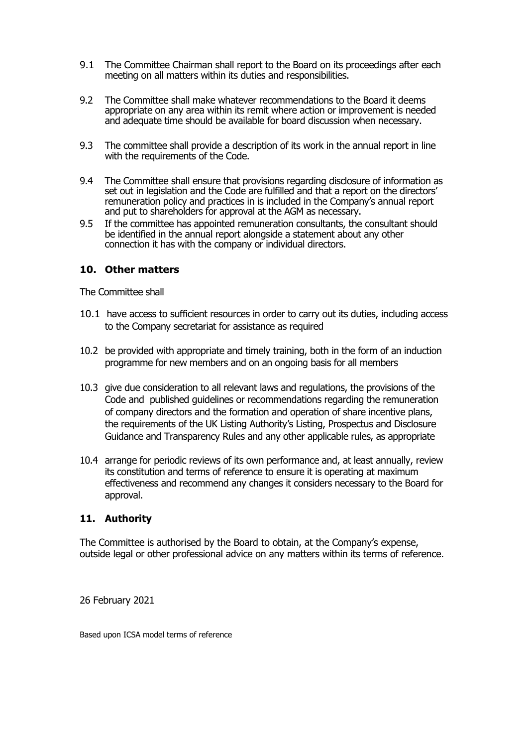9.1 The Committee Chairman shall report to the Board on its proceedings after each meeting on all matters within its duties and responsibilities.

9.2 The Committee shall make whatever recommendations to the Board it deems appropriate on any area within its remit where action or improvement is needed and adequate time should be available for board discussion when necessary.

9.3 The committee shall provide a description of its work in the annual report in line with the requirements of the Code.

9.4 The Committee shall ensure that provisions regarding disclosure of information as set out in legislation and the Code are fulfilled and that a report on the directors' remuneration policy and practices in is included in the Company's annual report and put to shareholders for approval at the AGM as necessary.

9.5 If the committee has appointed remuneration consultants, the consultant should be identified in the annual report alongside a statement about any other connection it has with the company or individual directors.

## 10. Other matters

The Committee shall

10.1 have access to sufficient resources in order to carry out its duties, including access to the Company secretariat for assistance as required

10.2 be provided with appropriate and timely training, both in the form of an induction programme for new members and on an ongoing basis for all members

10.3 give due consideration to all relevant laws and regulations, the provisions of the Code and published guidelines or recommendations regarding the remuneration of company directors and the formation and operation of share incentive plans, the requirements of the UK Listing Authority's Listing, Prospectus and Disclosure Guidance and Transparency Rules and any other applicable rules, as appropriate

10.4 arrange for periodic reviews of its own performance and, at least annually, review its constitution and terms of reference to ensure it is operating at maximum effectiveness and recommend any changes it considers necessary to the Board for approval.

## 11. Authority

The Committee is authorised by the Board to obtain, at the Company's expense, outside legal or other professional advice on any matters within its terms of reference.

26 February 2021

Based upon ICSA model terms of reference